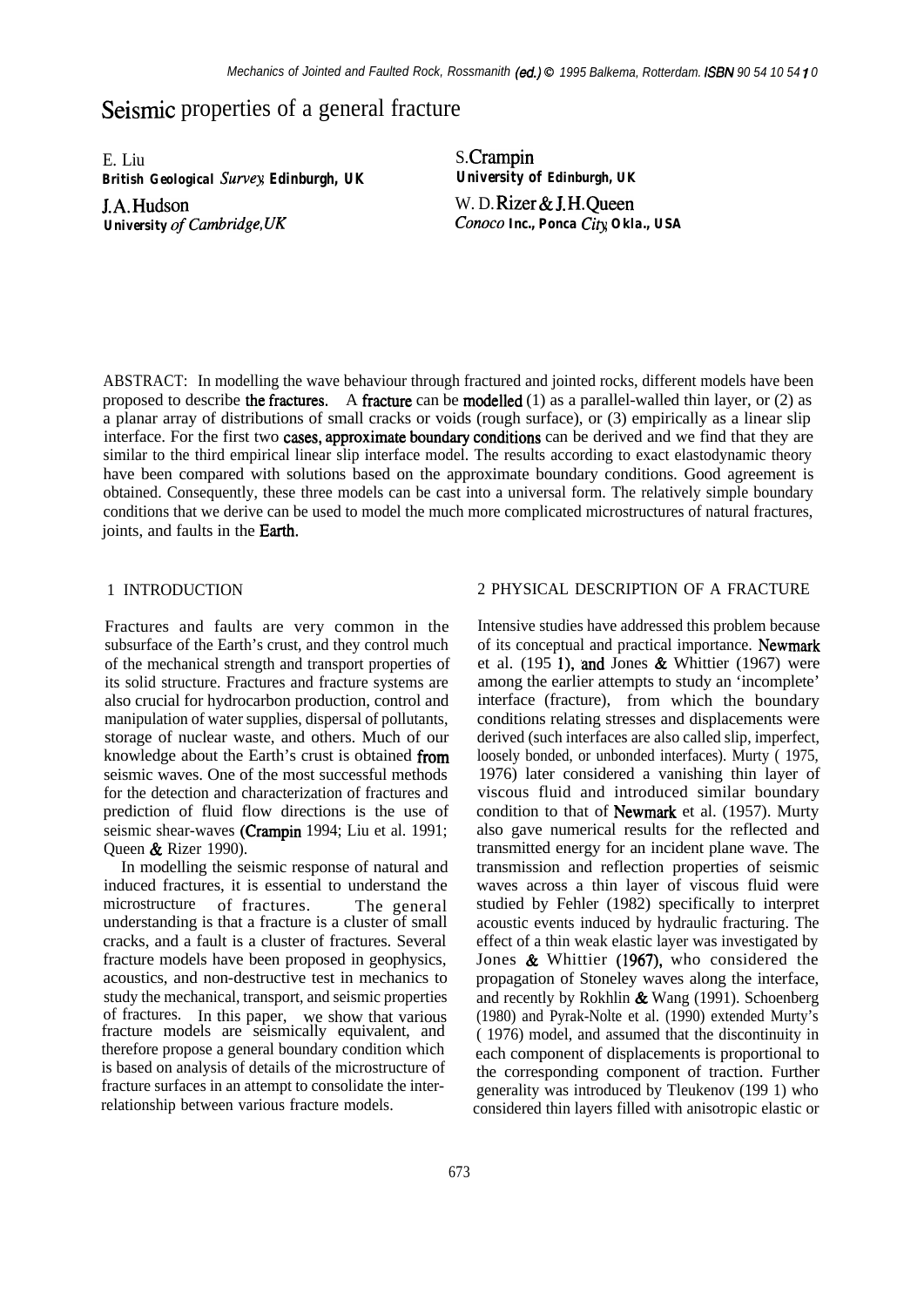# Seismic properties of a general fracture

E. Liu
*British Geological Survey, Edinburgh, UK*

J.A. Hudson
*University of Cambridge, UK*

S. Crampin
*University of Edinburgh, UK*

W. D. Rizer & J.H. Queen
*Conoco Inc., Ponca City, Okla., USA*

ABSTRACT: In modelling the wave behaviour through fractured and jointed rocks, different models have been proposed to describe the fractures. A fracture can be modelled (1) as a parallel-walled thin layer, or (2) as a planar array of distributions of small cracks or voids (rough surface), or (3) empirically as a linear slip interface. For the first two cases, approximate boundary conditions can be derived and we find that they are similar to the third empirical linear slip interface model. The results according to exact elastodynamic theory have been compared with solutions based on the approximate boundary conditions. Good agreement is obtained. Consequently, these three models can be cast into a universal form. The relatively simple boundary conditions that we derive can be used to model the much more complicated microstructures of natural fractures, joints, and faults in the Earth.

## 1 INTRODUCTION

Fractures and faults are very common in the subsurface of the Earth's crust, and they control much of the mechanical strength and transport properties of its solid structure. Fractures and fracture systems are also crucial for hydrocarbon production, control and manipulation of water supplies, dispersal of pollutants, storage of nuclear waste, and others. Much of our knowledge about the Earth's crust is obtained from seismic waves. One of the most successful methods for the detection and characterization of fractures and prediction of fluid flow directions is the use of seismic shear-waves (Crampin 1994; Liu et al. 1991; Queen & Rizer 1990).

In modelling the seismic response of natural and induced fractures, it is essential to understand the microstructure of fractures. The general understanding is that a fracture is a cluster of small cracks, and a fault is a cluster of fractures. Several fracture models have been proposed in geophysics, acoustics, and non-destructive test in mechanics to study the mechanical, transport, and seismic properties of fractures. In this paper, we show that various fracture models are seismically equivalent, and therefore propose a general boundary condition which is based on analysis of details of the microstructure of fracture surfaces in an attempt to consolidate the inter-relationship between various fracture models.

## 2 PHYSICAL DESCRIPTION OF A FRACTURE

Intensive studies have addressed this problem because of its conceptual and practical importance. Newmark et al. (1951), and Jones & Whittier (1967) were among the earlier attempts to study an 'incomplete' interface (fracture), from which the boundary conditions relating stresses and displacements were derived (such interfaces are also called slip, imperfect, loosely bonded, or unbonded interfaces). Murty (1975, 1976) later considered a vanishing thin layer of viscous fluid and introduced similar boundary condition to that of Newmark et al. (1957). Murty also gave numerical results for the reflected and transmitted energy for an incident plane wave. The transmission and reflection properties of seismic waves across a thin layer of viscous fluid were studied by Fehler (1982) specifically to interpret acoustic events induced by hydraulic fracturing. The effect of a thin weak elastic layer was investigated by Jones & Whittier (1967), who considered the propagation of Stoneley waves along the interface, and recently by Rokhlin & Wang (1991). Schoenberg (1980) and Pyrak-Nolte et al. (1990) extended Murty's (1976) model, and assumed that the discontinuity in each component of displacements is proportional to the corresponding component of traction. Further generality was introduced by Tleukenov (1991) who considered thin layers filled with anisotropic elastic or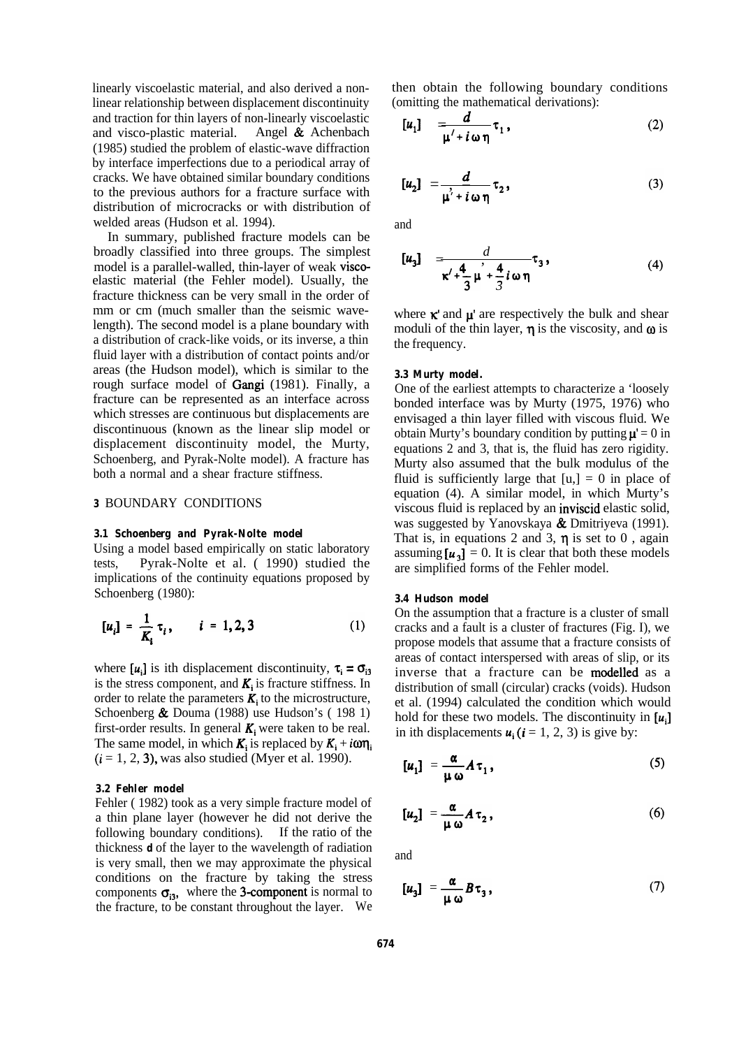linearly viscoelastic material, and also derived a non-linear relationship between displacement discontinuity and traction for thin layers of non-linearly viscoelastic and visco-plastic material. Angel & Achenbach (1985) studied the problem of elastic-wave diffraction by interface imperfections due to a periodical array of cracks. We have obtained similar boundary conditions to the previous authors for a fracture surface with distribution of microcracks or with distribution of welded areas (Hudson et al. 1994).

In summary, published fracture models can be broadly classified into three groups. The simplest model is a parallel-walled, thin-layer of weak visco-elastic material (the Fehler model). Usually, the fracture thickness can be very small in the order of mm or cm (much smaller than the seismic wave-length). The second model is a plane boundary with a distribution of crack-like voids, or its inverse, a thin fluid layer with a distribution of contact points and/or areas (the Hudson model), which is similar to the rough surface model of Gangi (1981). Finally, a fracture can be represented as an interface across which stresses are continuous but displacements are discontinuous (known as the linear slip model or displacement discontinuity model, the Murty, Schoenberg, and Pyrak-Nolte model). A fracture has both a normal and a shear fracture stiffness.

## 3 BOUNDARY CONDITIONS

### 3.1 Schoenberg and Pyrak-Nolte model

Using a model based empirically on static laboratory tests, Pyrak-Nolte et al. ( 1990) studied the implications of the continuity equations proposed by Schoenberg (1980):

$$[u_i] = \frac{1}{K_i}\tau_i, \qquad i = 1, 2, 3 \tag{1}$$

where $[u_i]$ is ith displacement discontinuity, $\tau_i = \sigma_{i3}$ is the stress component, and $K_i$ is fracture stiffness. In order to relate the parameters $K_i$ to the microstructure, Schoenberg & Douma (1988) use Hudson's ( 198 1) first-order results. In general $K_i$ were taken to be real. The same model, in which $K_i$ is replaced by $K_i + i\omega\eta_i$ ($i$ = 1, 2, 3), was also studied (Myer et al. 1990).

### 3.2 Fehler model

Fehler ( 1982) took as a very simple fracture model of a thin plane layer (however he did not derive the following boundary conditions). If the ratio of the thickness **d** of the layer to the wavelength of radiation is very small, then we may approximate the physical conditions on the fracture by taking the stress components $\sigma_{i3}$, where the 3-component is normal to the fracture, to be constant throughout the layer. We then obtain the following boundary conditions (omitting the mathematical derivations):

$$[u_1] = \frac{d}{\mu' + i\omega\eta}\tau_1, \tag{2}$$

$$[u_2] = \frac{d}{\mu' + i\omega\eta}\tau_2, \tag{3}$$

and

$$[u_3] = \frac{d}{\kappa' + \frac{4}{3}\mu' + \frac{4}{3}i\omega\eta}\tau_3, \tag{4}$$

where $\kappa'$ and $\mu'$ are respectively the bulk and shear moduli of the thin layer, $\eta$ is the viscosity, and $\omega$ is the frequency.

### 3.3 Murty model.

One of the earliest attempts to characterize a 'loosely bonded interface was by Murty (1975, 1976) who envisaged a thin layer filled with viscous fluid. We obtain Murty's boundary condition by putting $\mu' = 0$ in equations 2 and 3, that is, the fluid has zero rigidity. Murty also assumed that the bulk modulus of the fluid is sufficiently large that $[u_3] = 0$ in place of equation (4). A similar model, in which Murty's viscous fluid is replaced by an inviscid elastic solid, was suggested by Yanovskaya & Dmitriyeva (1991). That is, in equations 2 and 3, $\eta$ is set to 0 , again assuming $[u_3] = 0$. It is clear that both these models are simplified forms of the Fehler model.

### 3.4 Hudson model

On the assumption that a fracture is a cluster of small cracks and a fault is a cluster of fractures (Fig. I), we propose models that assume that a fracture consists of areas of contact interspersed with areas of slip, or its inverse that a fracture can be modelled as a distribution of small (circular) cracks (voids). Hudson et al. (1994) calculated the condition which would hold for these two models. The discontinuity in $[u_i]$ in ith displacements $u_i$ ($i$ = 1, 2, 3) is give by:

$$[u_1] = \frac{\alpha}{\mu\omega}A\tau_1, \tag{5}$$

$$[u_2] = \frac{\alpha}{\mu\omega}A\tau_2, \tag{6}$$

and

$$[u_3] = \frac{\alpha}{\mu\omega}B\tau_3, \tag{7}$$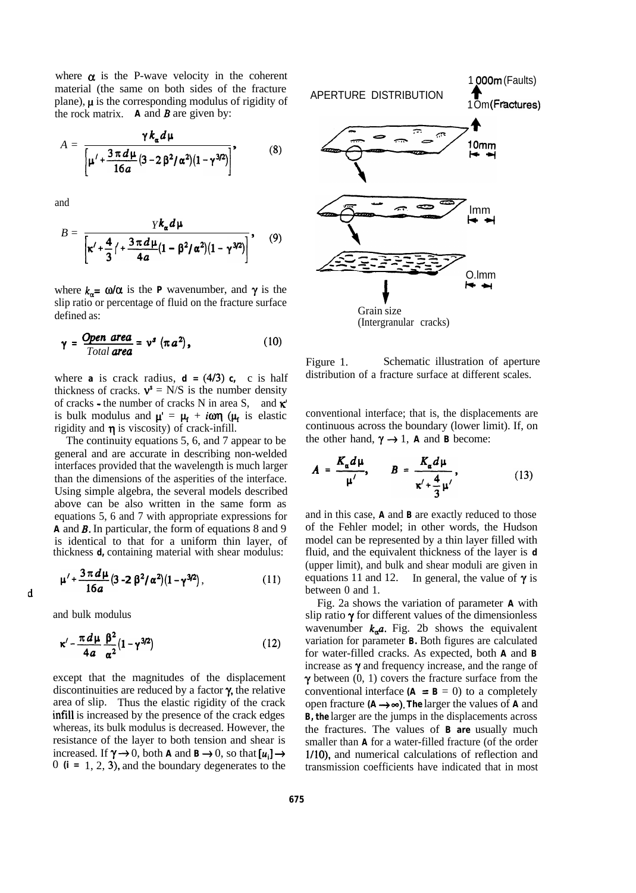where $\alpha$ is the P-wave velocity in the coherent material (the same on both sides of the fracture plane), $\mu$ is the corresponding modulus of rigidity of the rock matrix. $A$ and $B$ are given by:

$$A = \frac{\gamma k_\alpha d\mu}{\left[\mu' + \frac{3\pi d\mu}{16a}(3-2\beta^2/\alpha^2)(1-\gamma^{3/2})\right]}, \tag{8}$$

and

$$B = \frac{\gamma k_\alpha d\mu}{\left[\kappa' + \frac{4}{3}\mu' + \frac{3\pi d\mu}{4a}(1-\beta^2/\alpha^2)(1-\gamma^{3/2})\right]}, \tag{9}$$

where $k_\alpha = \omega/\alpha$ is the P wavenumber, and $\gamma$ is the slip ratio or percentage of fluid on the fracture surface defined as:

$$\gamma = \frac{Open\ area}{Total\ area} = \nu^s\,(\pi a^2), \tag{10}$$

where $a$ is crack radius, $d = (4/3)\,c$, c is half thickness of cracks. $\nu^s$ = N/S is the number density of cracks - the number of cracks N in area S, and $\kappa'$ is bulk modulus and $\mu' = \mu_f + i\omega\eta$ ($\mu_f$ is elastic rigidity and $\eta$ is viscosity) of crack-infill.

The continuity equations 5, 6, and 7 appear to be general and are accurate in describing non-welded interfaces provided that the wavelength is much larger than the dimensions of the asperities of the interface. Using simple algebra, the several models described above can be also written in the same form as equations 5, 6 and 7 with appropriate expressions for $A$ and $B$. In particular, the form of equations 8 and 9 is identical to that for a uniform thin layer, of thickness $d$, containing material with shear modulus:

$$\mu' + \frac{3\pi d\mu}{16a}(3-2\beta^2/\alpha^2)(1-\gamma^{3/2}), \tag{11}$$

and bulk modulus

$$\kappa' - \frac{\pi d\mu}{4a}\frac{\beta^2}{\alpha^2}(1-\gamma^{3/2}) \tag{12}$$

except that the magnitudes of the displacement discontinuities are reduced by a factor $\gamma$, the relative area of slip. Thus the elastic rigidity of the crack infill is increased by the presence of the crack edges whereas, its bulk modulus is decreased. However, the resistance of the layer to both tension and shear is increased. If $\gamma \to 0$, both $A$ and $B \to 0$, so that $[u_i] \to 0$ ($i$ = 1, 2, 3), and the boundary degenerates to the conventional interface; that is, the displacements are continuous across the boundary (lower limit). If, on the other hand, $\gamma \to 1$, $A$ and $B$ become:

$$A = \frac{K_\alpha d\mu}{\mu'}, \qquad B = \frac{K_\alpha d\mu}{\kappa' + \frac{4}{3}\mu'}, \tag{13}$$

and in this case, $A$ and $B$ are exactly reduced to those of the Fehler model; in other words, the Hudson model can be represented by a thin layer filled with fluid, and the equivalent thickness of the layer is $d$ (upper limit), and bulk and shear moduli are given in equations 11 and 12. In general, the value of $\gamma$ is between 0 and 1.

Fig. 2a shows the variation of parameter $A$ with slip ratio $\gamma$ for different values of the dimensionless wavenumber $k_\alpha a$. Fig. 2b shows the equivalent variation for parameter $B$. Both figures are calculated for water-filled cracks. As expected, both $A$ and $B$ increase as $\gamma$ and frequency increase, and the range of $\gamma$ between (0, 1) covers the fracture surface from the conventional interface ($A = B = 0$) to a completely open fracture ($A \to \infty$). The larger the values of $A$ and $B$, the larger are the jumps in the displacements across the fractures. The values of $B$ are usually much smaller than $A$ for a water-filled fracture (of the order 1/10), and numerical calculations of reflection and transmission coefficients have indicated that in most

APERTURE DISTRIBUTION — 1000m (Faults), 10m (Fractures), 10mm, 1mm, 0.1mm, Grain size (Intergranular cracks)

Figure 1. Schematic illustration of aperture distribution of a fracture surface at different scales.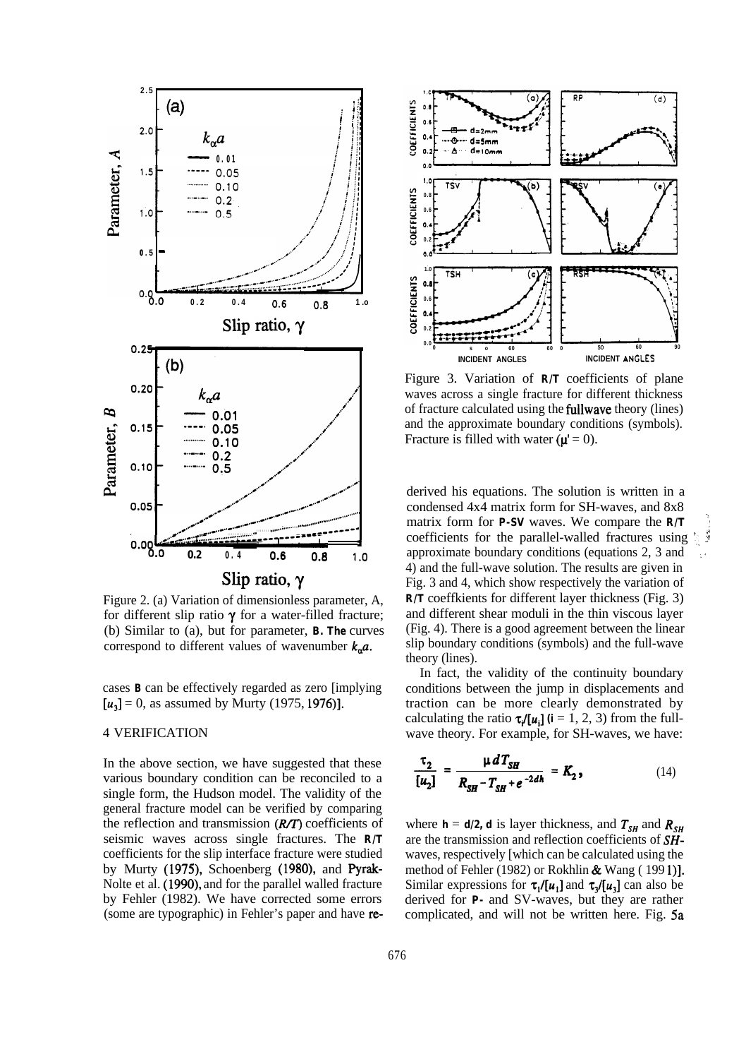Figure 2. (a) Variation of dimensionless parameter, A, for different slip ratio $\gamma$ for a water-filled fracture; (b) Similar to (a), but for parameter, **B**. The curves correspond to different values of wavenumber $k_\alpha a$.

cases **B** can be effectively regarded as zero [implying $[u_3] = 0$, as assumed by Murty (1975, 1976)].

## 4 VERIFICATION

In the above section, we have suggested that these various boundary condition can be reconciled to a single form, the Hudson model. The validity of the general fracture model can be verified by comparing the reflection and transmission (*R/T*) coefficients of seismic waves across single fractures. The **R/T** coefficients for the slip interface fracture were studied by Murty (1975), Schoenberg (1980), and Pyrak-Nolte et al. (1990), and for the parallel walled fracture by Fehler (1982). We have corrected some errors (some are typographic) in Fehler's paper and have re-derived his equations. The solution is written in a condensed 4x4 matrix form for SH-waves, and 8x8 matrix form for **P-SV** waves. We compare the **R/T** coefficients for the parallel-walled fractures using approximate boundary conditions (equations 2, 3 and 4) and the full-wave solution. The results are given in Fig. 3 and 4, which show respectively the variation of **R/T** coeffkients for different layer thickness (Fig. 3) and different shear moduli in the thin viscous layer (Fig. 4). There is a good agreement between the linear slip boundary conditions (symbols) and the full-wave theory (lines).

Figure 3. Variation of **R/T** coefficients of plane waves across a single fracture for different thickness of fracture calculated using the fullwave theory (lines) and the approximate boundary conditions (symbols). Fracture is filled with water ($\mu' = 0$).

In fact, the validity of the continuity boundary conditions between the jump in displacements and traction can be more clearly demonstrated by calculating the ratio $\tau_i/[u_i]$ ($i = 1, 2, 3$) from the full-wave theory. For example, for SH-waves, we have:

$$\frac{\tau_2}{[u_2]} = \frac{\mu d T_{SH}}{R_{SH} - T_{SH} + e^{-2dh}} = K_2, \tag{14}$$

where $h = d/2$, $d$ is layer thickness, and $T_{SH}$ and $R_{SH}$ are the transmission and reflection coefficients of *SH*-waves, respectively [which can be calculated using the method of Fehler (1982) or Rokhlin & Wang ( 1991)]. Similar expressions for $\tau_1/[u_1]$ and $\tau_3/[u_3]$ can also be derived for **P-** and SV-waves, but they are rather complicated, and will not be written here. Fig. 5a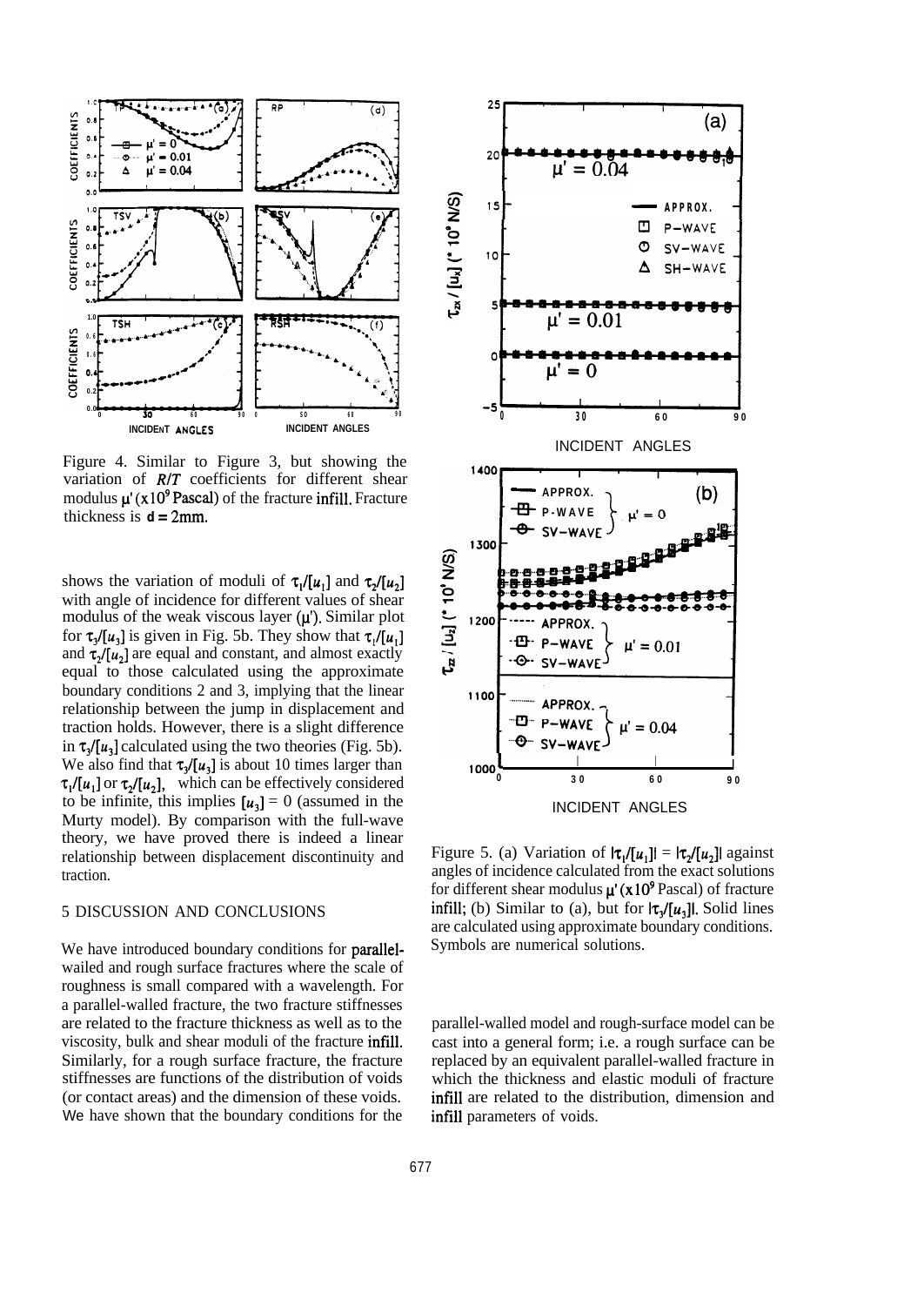Figure 4. Similar to Figure 3, but showing the variation of $R/T$ coefficients for different shear modulus $\mu'$ ($\times 10^9$ Pascal) of the fracture infill. Fracture thickness is $d = 2$mm.

Figure 5. (a) Variation of $|\tau_1/[u_1]| = |\tau_2/[u_2]|$ against angles of incidence calculated from the exact solutions for different shear modulus $\mu'$ ($\times 10^9$ Pascal) of fracture infill; (b) Similar to (a), but for $|\tau_3/[u_3]|$. Solid lines are calculated using approximate boundary conditions. Symbols are numerical solutions.

shows the variation of moduli of $\tau_1/[u_1]$ and $\tau_2/[u_2]$ with angle of incidence for different values of shear modulus of the weak viscous layer ($\mu'$). Similar plot for $\tau_3/[u_3]$ is given in Fig. 5b. They show that $\tau_1/[u_1]$ and $\tau_2/[u_2]$ are equal and constant, and almost exactly equal to those calculated using the approximate boundary conditions 2 and 3, implying that the linear relationship between the jump in displacement and traction holds. However, there is a slight difference in $\tau_3/[u_3]$ calculated using the two theories (Fig. 5b). We also find that $\tau_3/[u_3]$ is about 10 times larger than $\tau_1/[u_1]$ or $\tau_2/[u_2]$, which can be effectively considered to be infinite, this implies $[u_3] = 0$ (assumed in the Murty model). By comparison with the full-wave theory, we have proved there is indeed a linear relationship between displacement discontinuity and traction.

## 5 DISCUSSION AND CONCLUSIONS

We have introduced boundary conditions for parallel-wailed and rough surface fractures where the scale of roughness is small compared with a wavelength. For a parallel-walled fracture, the two fracture stiffnesses are related to the fracture thickness as well as to the viscosity, bulk and shear moduli of the fracture infill. Similarly, for a rough surface fracture, the fracture stiffnesses are functions of the distribution of voids (or contact areas) and the dimension of these voids. We have shown that the boundary conditions for the parallel-walled model and rough-surface model can be cast into a general form; i.e. a rough surface can be replaced by an equivalent parallel-walled fracture in which the thickness and elastic moduli of fracture infill are related to the distribution, dimension and infill parameters of voids.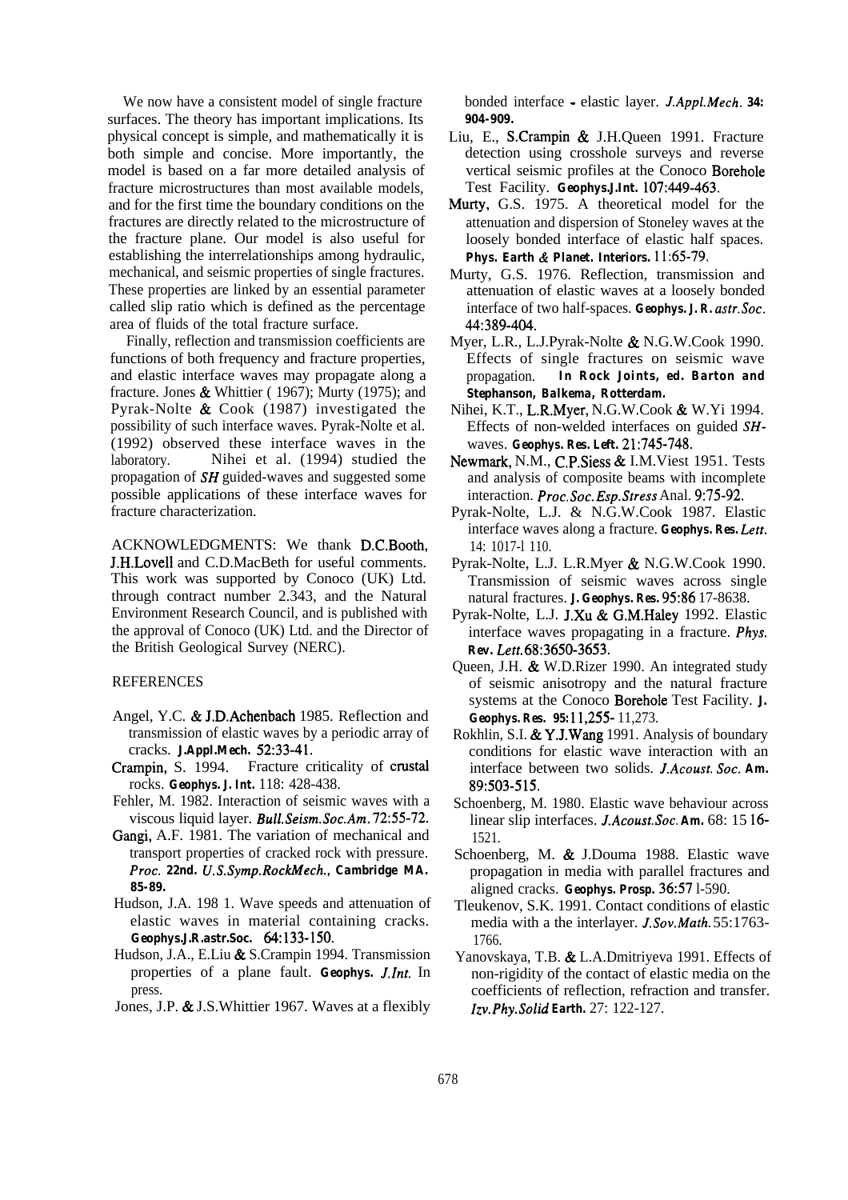We now have a consistent model of single fracture surfaces. The theory has important implications. Its physical concept is simple, and mathematically it is both simple and concise. More importantly, the model is based on a far more detailed analysis of fracture microstructures than most available models, and for the first time the boundary conditions on the fractures are directly related to the microstructure of the fracture plane. Our model is also useful for establishing the interrelationships among hydraulic, mechanical, and seismic properties of single fractures. These properties are linked by an essential parameter called slip ratio which is defined as the percentage area of fluids of the total fracture surface.

Finally, reflection and transmission coefficients are functions of both frequency and fracture properties, and elastic interface waves may propagate along a fracture. Jones & Whittier ( 1967); Murty (1975); and Pyrak-Nolte & Cook (1987) investigated the possibility of such interface waves. Pyrak-Nolte et al. (1992) observed these interface waves in the laboratory. Nihei et al. (1994) studied the propagation of *SH* guided-waves and suggested some possible applications of these interface waves for fracture characterization.

ACKNOWLEDGMENTS: We thank D.C.Booth, J.H.Lovell and C.D.MacBeth for useful comments. This work was supported by Conoco (UK) Ltd. through contract number 2.343, and the Natural Environment Research Council, and is published with the approval of Conoco (UK) Ltd. and the Director of the British Geological Survey (NERC).

## REFERENCES

Angel, Y.C. & J.D.Achenbach 1985. Reflection and transmission of elastic waves by a periodic array of cracks. **J.Appl.Mech. 52:33-41.**

Crampin, S. 1994. Fracture criticality of crustal rocks. **Geophys. J. Int.** 118: 428-438.

Fehler, M. 1982. Interaction of seismic waves with a viscous liquid layer. *Bull.Seism.Soc.Am.* 72:55-72.

Gangi, A.F. 1981. The variation of mechanical and transport properties of cracked rock with pressure. *Proc.* **22nd.** *U.S.Symp.RockMech.*, **Cambridge MA. 85-89.**

Hudson, J.A. 198 1. Wave speeds and attenuation of elastic waves in material containing cracks. **Geophys.J.R.astr.Soc. 64:133-150.**

Hudson, J.A., E.Liu & S.Crampin 1994. Transmission properties of a plane fault. **Geophys.** *J.Int.* In press.

Jones, J.P. & J.S.Whittier 1967. Waves at a flexibly bonded interface - elastic layer. *J.Appl.Mech.* **34: 904-909.**

Liu, E., S.Crampin & J.H.Queen 1991. Fracture detection using crosshole surveys and reverse vertical seismic profiles at the Conoco Borehole Test Facility. **Geophys.J.Int. 107:449-463.**

Murty, G.S. 1975. A theoretical model for the attenuation and dispersion of Stoneley waves at the loosely bonded interface of elastic half spaces. **Phys. Earth & Planet. Interiors.** 11:65-79.

Murty, G.S. 1976. Reflection, transmission and attenuation of elastic waves at a loosely bonded interface of two half-spaces. **Geophys. J. R.** *astr.Soc.* 44:389-404.

Myer, L.R., L.J.Pyrak-Nolte & N.G.W.Cook 1990. Effects of single fractures on seismic wave propagation. **In Rock Joints, ed. Barton and Stephanson, Balkema, Rotterdam.**

Nihei, K.T., L.R.Myer, N.G.W.Cook & W.Yi 1994. Effects of non-welded interfaces on guided *SH*-waves. **Geophys. Res. Left.** 21:745-748.

Newmark, N.M., C.P.Siess & I.M.Viest 1951. Tests and analysis of composite beams with incomplete interaction. *Proc.Soc.Esp.Stress* Anal. 9:75-92.

Pyrak-Nolte, L.J. & N.G.W.Cook 1987. Elastic interface waves along a fracture. **Geophys. Res.** *Lett.* 14: 1017-l 110.

Pyrak-Nolte, L.J. L.R.Myer & N.G.W.Cook 1990. Transmission of seismic waves across single natural fractures. **J. Geophys. Res.** 95:86 17-8638.

Pyrak-Nolte, L.J. J.Xu & G.M.Haley 1992. Elastic interface waves propagating in a fracture. *Phys.* **Rev.** *Lett.*68:3650-3653.

Queen, J.H. & W.D.Rizer 1990. An integrated study of seismic anisotropy and the natural fracture systems at the Conoco Borehole Test Facility. **J. Geophys. Res. 95:**11,255- 11,273.

Rokhlin, S.I. & Y.J.Wang 1991. Analysis of boundary conditions for elastic wave interaction with an interface between two solids. *J.Acoust. Soc.* **Am.** 89:503-515.

Schoenberg, M. 1980. Elastic wave behaviour across linear slip interfaces. *J.Acoust.Soc.* **Am.** 68: 15 16-1521.

Schoenberg, M. & J.Douma 1988. Elastic wave propagation in media with parallel fractures and aligned cracks. **Geophys. Prosp.** 36:57 l-590.

Tleukenov, S.K. 1991. Contact conditions of elastic media with a the interlayer. *J.Sov.Math.* 55:1763-1766.

Yanovskaya, T.B. & L.A.Dmitriyeva 1991. Effects of non-rigidity of the contact of elastic media on the coefficients of reflection, refraction and transfer. *Izv.Phy.Solid* **Earth.** 27: 122-127.